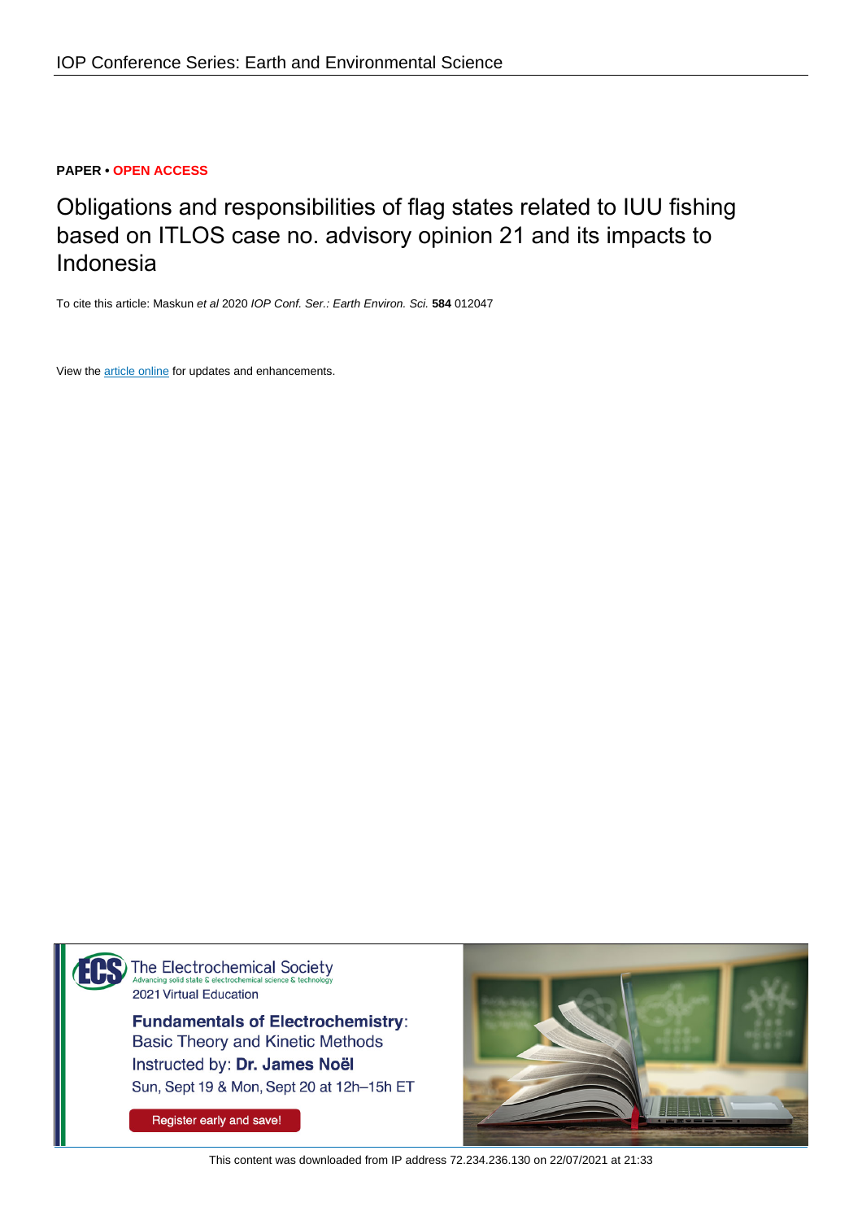PAPER • **OPEN ACCESS**

# Obligations and responsibilities of flag states related to IUU fishing based on ITLOS case no. advisory opinion 21 and its impacts to Indonesia

To cite this article: Maskun *et al* 2020 *IOP Conf. Ser.: Earth Environ. Sci.* **584** 012047

View the article online for updates and enhancements.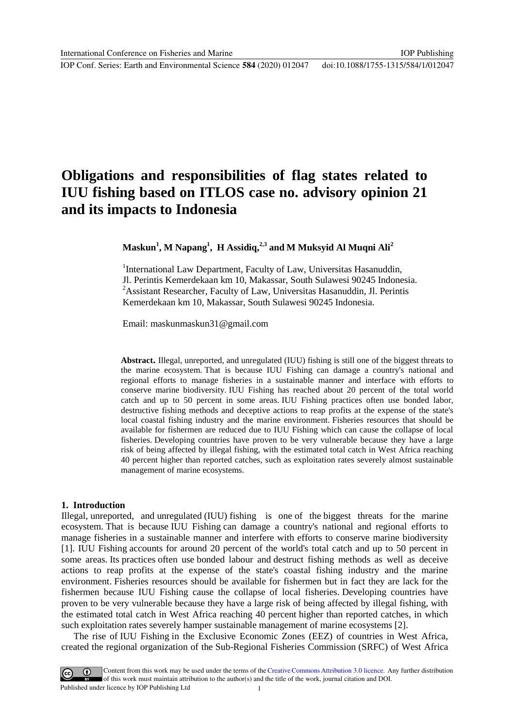# Obligations and responsibilities of flag states related to IUU fishing based on ITLOS case no. advisory opinion 21 and its impacts to Indonesia

**Maskun[1], M Napang[1], H Assidiq,[2,3] and M Muksyid Al Muqni Ali[2]**

[1]International Law Department, Faculty of Law, Universitas Hasanuddin, Jl. Perintis Kemerdekaan km 10, Makassar, South Sulawesi 90245 Indonesia.
[2]Assistant Researcher, Faculty of Law, Universitas Hasanuddin, Jl. Perintis Kemerdekaan km 10, Makassar, South Sulawesi 90245 Indonesia.

Email: maskunmaskun31@gmail.com

**Abstract.** Illegal, unreported, and unregulated (IUU) fishing is still one of the biggest threats to the marine ecosystem. That is because IUU Fishing can damage a country's national and regional efforts to manage fisheries in a sustainable manner and interface with efforts to conserve marine biodiversity. IUU Fishing has reached about 20 percent of the total world catch and up to 50 percent in some areas. IUU Fishing practices often use bonded labor, destructive fishing methods and deceptive actions to reap profits at the expense of the state's local coastal fishing industry and the marine environment. Fisheries resources that should be available for fishermen are reduced due to IUU Fishing which can cause the collapse of local fisheries. Developing countries have proven to be very vulnerable because they have a large risk of being affected by illegal fishing, with the estimated total catch in West Africa reaching 40 percent higher than reported catches, such as exploitation rates severely almost sustainable management of marine ecosystems.

## 1. Introduction

Illegal, unreported, and unregulated (IUU) fishing is one of the biggest threats for the marine ecosystem. That is because IUU Fishing can damage a country's national and regional efforts to manage fisheries in a sustainable manner and interfere with efforts to conserve marine biodiversity [1]. IUU Fishing accounts for around 20 percent of the world's total catch and up to 50 percent in some areas. Its practices often use bonded labour and destruct fishing methods as well as deceive actions to reap profits at the expense of the state's coastal fishing industry and the marine environment. Fisheries resources should be available for fishermen but in fact they are lack for the fishermen because IUU Fishing cause the collapse of local fisheries. Developing countries have proven to be very vulnerable because they have a large risk of being affected by illegal fishing, with the estimated total catch in West Africa reaching 40 percent higher than reported catches, in which such exploitation rates severely hamper sustainable management of marine ecosystems [2].

The rise of IUU Fishing in the Exclusive Economic Zones (EEZ) of countries in West Africa, created the regional organization of the Sub-Regional Fisheries Commission (SRFC) of West Africa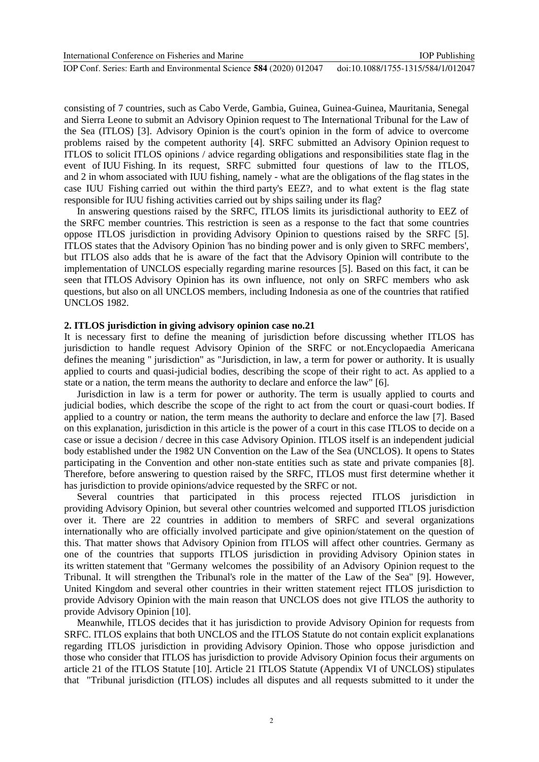consisting of 7 countries, such as Cabo Verde, Gambia, Guinea, Guinea-Guinea, Mauritania, Senegal and Sierra Leone to submit an Advisory Opinion request to The International Tribunal for the Law of the Sea (ITLOS) [3]. Advisory Opinion is the court's opinion in the form of advice to overcome problems raised by the competent authority [4]. SRFC submitted an Advisory Opinion request to ITLOS to solicit ITLOS opinions / advice regarding obligations and responsibilities state flag in the event of IUU Fishing. In its request, SRFC submitted four questions of law to the ITLOS, and 2 in whom associated with IUU fishing, namely - what are the obligations of the flag states in the case IUU Fishing carried out within the third party's EEZ?, and to what extent is the flag state responsible for IUU fishing activities carried out by ships sailing under its flag?

In answering questions raised by the SRFC, ITLOS limits its jurisdictional authority to EEZ of the SRFC member countries. This restriction is seen as a response to the fact that some countries oppose ITLOS jurisdiction in providing Advisory Opinion to questions raised by the SRFC [5]. ITLOS states that the Advisory Opinion 'has no binding power and is only given to SRFC members', but ITLOS also adds that he is aware of the fact that the Advisory Opinion will contribute to the implementation of UNCLOS especially regarding marine resources [5]. Based on this fact, it can be seen that ITLOS Advisory Opinion has its own influence, not only on SRFC members who ask questions, but also on all UNCLOS members, including Indonesia as one of the countries that ratified UNCLOS 1982.

## 2. ITLOS jurisdiction in giving advisory opinion case no.21

It is necessary first to define the meaning of jurisdiction before discussing whether ITLOS has jurisdiction to handle request Advisory Opinion of the SRFC or not.Encyclopaedia Americana defines the meaning " jurisdiction" as "Jurisdiction, in law, a term for power or authority. It is usually applied to courts and quasi-judicial bodies, describing the scope of their right to act. As applied to a state or a nation, the term means the authority to declare and enforce the law" [6].

Jurisdiction in law is a term for power or authority. The term is usually applied to courts and judicial bodies, which describe the scope of the right to act from the court or quasi-court bodies. If applied to a country or nation, the term means the authority to declare and enforce the law [7]. Based on this explanation, jurisdiction in this article is the power of a court in this case ITLOS to decide on a case or issue a decision / decree in this case Advisory Opinion. ITLOS itself is an independent judicial body established under the 1982 UN Convention on the Law of the Sea (UNCLOS). It opens to States participating in the Convention and other non-state entities such as state and private companies [8]. Therefore, before answering to question raised by the SRFC, ITLOS must first determine whether it has jurisdiction to provide opinions/advice requested by the SRFC or not.

Several countries that participated in this process rejected ITLOS jurisdiction in providing Advisory Opinion, but several other countries welcomed and supported ITLOS jurisdiction over it. There are 22 countries in addition to members of SRFC and several organizations internationally who are officially involved participate and give opinion/statement on the question of this. That matter shows that Advisory Opinion from ITLOS will affect other countries. Germany as one of the countries that supports ITLOS jurisdiction in providing Advisory Opinion states in its written statement that "Germany welcomes the possibility of an Advisory Opinion request to the Tribunal. It will strengthen the Tribunal's role in the matter of the Law of the Sea" [9]. However, United Kingdom and several other countries in their written statement reject ITLOS jurisdiction to provide Advisory Opinion with the main reason that UNCLOS does not give ITLOS the authority to provide Advisory Opinion [10].

Meanwhile, ITLOS decides that it has jurisdiction to provide Advisory Opinion for requests from SRFC. ITLOS explains that both UNCLOS and the ITLOS Statute do not contain explicit explanations regarding ITLOS jurisdiction in providing Advisory Opinion. Those who oppose jurisdiction and those who consider that ITLOS has jurisdiction to provide Advisory Opinion focus their arguments on article 21 of the ITLOS Statute [10]. Article 21 ITLOS Statute (Appendix VI of UNCLOS) stipulates that "Tribunal jurisdiction (ITLOS) includes all disputes and all requests submitted to it under the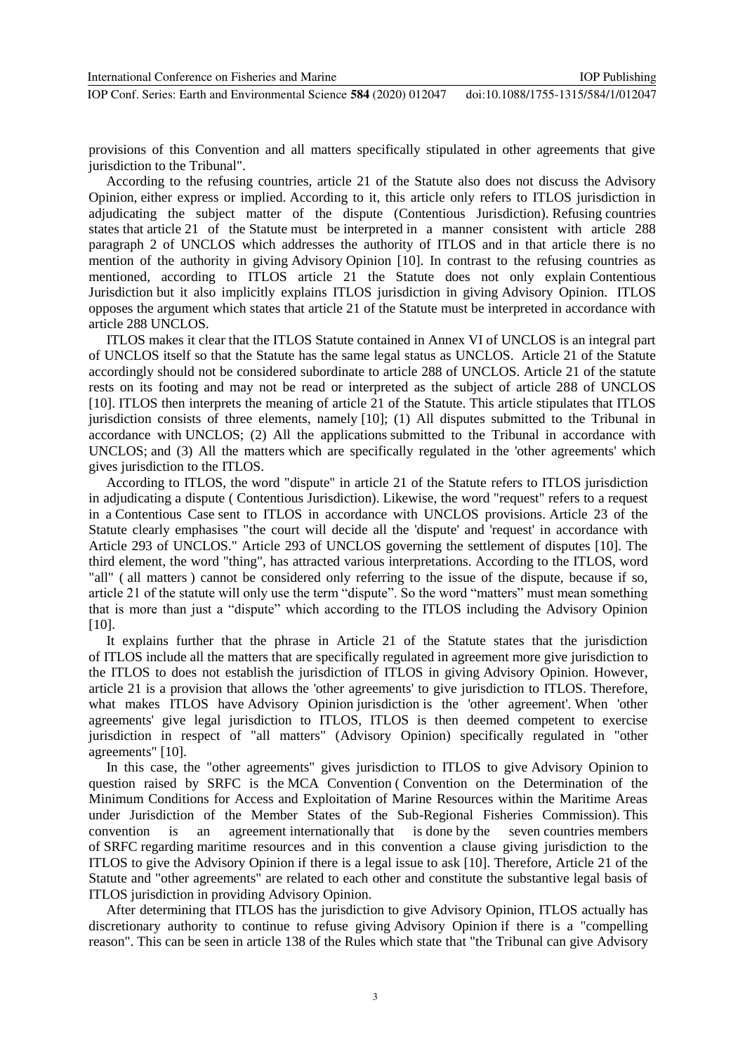provisions of this Convention and all matters specifically stipulated in other agreements that give jurisdiction to the Tribunal".

According to the refusing countries, article 21 of the Statute also does not discuss the Advisory Opinion, either express or implied. According to it, this article only refers to ITLOS jurisdiction in adjudicating the subject matter of the dispute (Contentious Jurisdiction). Refusing countries states that article 21 of the Statute must be interpreted in a manner consistent with article 288 paragraph 2 of UNCLOS which addresses the authority of ITLOS and in that article there is no mention of the authority in giving Advisory Opinion [10]. In contrast to the refusing countries as mentioned, according to ITLOS article 21 the Statute does not only explain Contentious Jurisdiction but it also implicitly explains ITLOS jurisdiction in giving Advisory Opinion. ITLOS opposes the argument which states that article 21 of the Statute must be interpreted in accordance with article 288 UNCLOS.

ITLOS makes it clear that the ITLOS Statute contained in Annex VI of UNCLOS is an integral part of UNCLOS itself so that the Statute has the same legal status as UNCLOS. Article 21 of the Statute accordingly should not be considered subordinate to article 288 of UNCLOS. Article 21 of the statute rests on its footing and may not be read or interpreted as the subject of article 288 of UNCLOS [10]. ITLOS then interprets the meaning of article 21 of the Statute. This article stipulates that ITLOS jurisdiction consists of three elements, namely [10]; (1) All disputes submitted to the Tribunal in accordance with UNCLOS; (2) All the applications submitted to the Tribunal in accordance with UNCLOS; and (3) All the matters which are specifically regulated in the 'other agreements' which gives jurisdiction to the ITLOS.

According to ITLOS, the word "dispute" in article 21 of the Statute refers to ITLOS jurisdiction in adjudicating a dispute ( Contentious Jurisdiction). Likewise, the word "request" refers to a request in a Contentious Case sent to ITLOS in accordance with UNCLOS provisions. Article 23 of the Statute clearly emphasises "the court will decide all the 'dispute' and 'request' in accordance with Article 293 of UNCLOS." Article 293 of UNCLOS governing the settlement of disputes [10]. The third element, the word "thing", has attracted various interpretations. According to the ITLOS, word "all" ( all matters ) cannot be considered only referring to the issue of the dispute, because if so, article 21 of the statute will only use the term "dispute". So the word "matters" must mean something that is more than just a "dispute" which according to the ITLOS including the Advisory Opinion [10].

It explains further that the phrase in Article 21 of the Statute states that the jurisdiction of ITLOS include all the matters that are specifically regulated in agreement more give jurisdiction to the ITLOS to does not establish the jurisdiction of ITLOS in giving Advisory Opinion. However, article 21 is a provision that allows the 'other agreements' to give jurisdiction to ITLOS. Therefore, what makes ITLOS have Advisory Opinion jurisdiction is the 'other agreement'. When 'other agreements' give legal jurisdiction to ITLOS, ITLOS is then deemed competent to exercise jurisdiction in respect of "all matters" (Advisory Opinion) specifically regulated in "other agreements" [10].

In this case, the "other agreements" gives jurisdiction to ITLOS to give Advisory Opinion to question raised by SRFC is the MCA Convention ( Convention on the Determination of the Minimum Conditions for Access and Exploitation of Marine Resources within the Maritime Areas under Jurisdiction of the Member States of the Sub-Regional Fisheries Commission). This convention is an agreement internationally that is done by the seven countries members of SRFC regarding maritime resources and in this convention a clause giving jurisdiction to the ITLOS to give the Advisory Opinion if there is a legal issue to ask [10]. Therefore, Article 21 of the Statute and "other agreements" are related to each other and constitute the substantive legal basis of ITLOS jurisdiction in providing Advisory Opinion.

After determining that ITLOS has the jurisdiction to give Advisory Opinion, ITLOS actually has discretionary authority to continue to refuse giving Advisory Opinion if there is a "compelling reason". This can be seen in article 138 of the Rules which state that "the Tribunal can give Advisory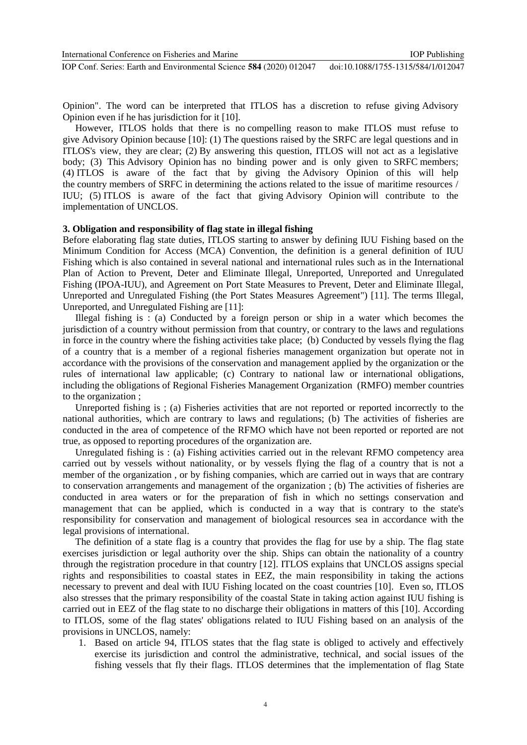Opinion". The word can be interpreted that ITLOS has a discretion to refuse giving Advisory Opinion even if he has jurisdiction for it [10].

However, ITLOS holds that there is no compelling reason to make ITLOS must refuse to give Advisory Opinion because [10]: (1) The questions raised by the SRFC are legal questions and in ITLOS's view, they are clear; (2) By answering this question, ITLOS will not act as a legislative body; (3) This Advisory Opinion has no binding power and is only given to SRFC members; (4) ITLOS is aware of the fact that by giving the Advisory Opinion of this will help the country members of SRFC in determining the actions related to the issue of maritime resources / IUU; (5) ITLOS is aware of the fact that giving Advisory Opinion will contribute to the implementation of UNCLOS.

## 3. Obligation and responsibility of flag state in illegal fishing

Before elaborating flag state duties, ITLOS starting to answer by defining IUU Fishing based on the Minimum Condition for Access (MCA) Convention, the definition is a general definition of IUU Fishing which is also contained in several national and international rules such as in the International Plan of Action to Prevent, Deter and Eliminate Illegal, Unreported, Unreported and Unregulated Fishing (IPOA-IUU), and Agreement on Port State Measures to Prevent, Deter and Eliminate Illegal, Unreported and Unregulated Fishing (the Port States Measures Agreement") [11]. The terms Illegal, Unreported, and Unregulated Fishing are [11]:

Illegal fishing is : (a) Conducted by a foreign person or ship in a water which becomes the jurisdiction of a country without permission from that country, or contrary to the laws and regulations in force in the country where the fishing activities take place; (b) Conducted by vessels flying the flag of a country that is a member of a regional fisheries management organization but operate not in accordance with the provisions of the conservation and management applied by the organization or the rules of international law applicable; (c) Contrary to national law or international obligations, including the obligations of Regional Fisheries Management Organization (RMFO) member countries to the organization ;

Unreported fishing is ; (a) Fisheries activities that are not reported or reported incorrectly to the national authorities, which are contrary to laws and regulations; (b) The activities of fisheries are conducted in the area of competence of the RFMO which have not been reported or reported are not true, as opposed to reporting procedures of the organization are.

Unregulated fishing is : (a) Fishing activities carried out in the relevant RFMO competency area carried out by vessels without nationality, or by vessels flying the flag of a country that is not a member of the organization , or by fishing companies, which are carried out in ways that are contrary to conservation arrangements and management of the organization ; (b) The activities of fisheries are conducted in area waters or for the preparation of fish in which no settings conservation and management that can be applied, which is conducted in a way that is contrary to the state's responsibility for conservation and management of biological resources sea in accordance with the legal provisions of international.

The definition of a state flag is a country that provides the flag for use by a ship. The flag state exercises jurisdiction or legal authority over the ship. Ships can obtain the nationality of a country through the registration procedure in that country [12]. ITLOS explains that UNCLOS assigns special rights and responsibilities to coastal states in EEZ, the main responsibility in taking the actions necessary to prevent and deal with IUU Fishing located on the coast countries [10]. Even so, ITLOS also stresses that the primary responsibility of the coastal State in taking action against IUU fishing is carried out in EEZ of the flag state to no discharge their obligations in matters of this [10]. According to ITLOS, some of the flag states' obligations related to IUU Fishing based on an analysis of the provisions in UNCLOS, namely:

1. Based on article 94, ITLOS states that the flag state is obliged to actively and effectively exercise its jurisdiction and control the administrative, technical, and social issues of the fishing vessels that fly their flags. ITLOS determines that the implementation of flag State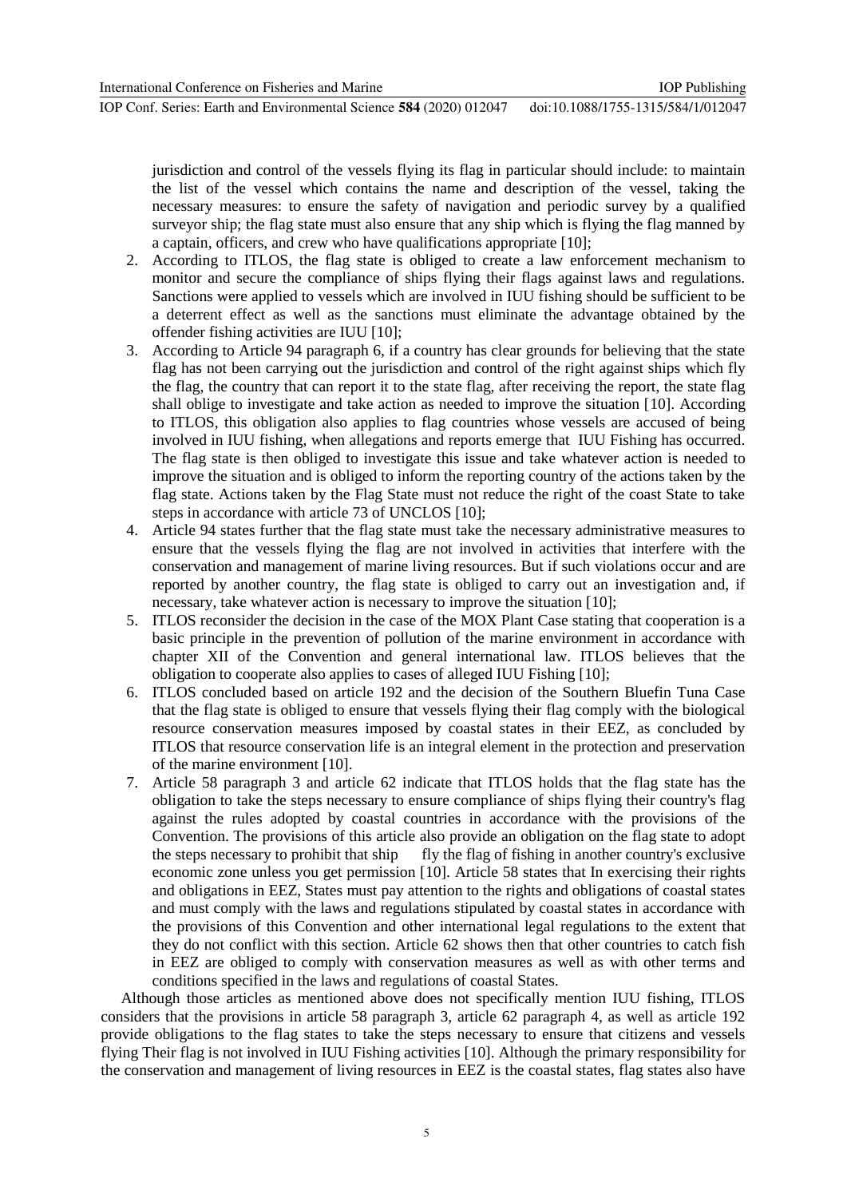jurisdiction and control of the vessels flying its flag in particular should include: to maintain the list of the vessel which contains the name and description of the vessel, taking the necessary measures: to ensure the safety of navigation and periodic survey by a qualified surveyor ship; the flag state must also ensure that any ship which is flying the flag manned by a captain, officers, and crew who have qualifications appropriate [10];

2. According to ITLOS, the flag state is obliged to create a law enforcement mechanism to monitor and secure the compliance of ships flying their flags against laws and regulations. Sanctions were applied to vessels which are involved in IUU fishing should be sufficient to be a deterrent effect as well as the sanctions must eliminate the advantage obtained by the offender fishing activities are IUU [10];
3. According to Article 94 paragraph 6, if a country has clear grounds for believing that the state flag has not been carrying out the jurisdiction and control of the right against ships which fly the flag, the country that can report it to the state flag, after receiving the report, the state flag shall oblige to investigate and take action as needed to improve the situation [10]. According to ITLOS, this obligation also applies to flag countries whose vessels are accused of being involved in IUU fishing, when allegations and reports emerge that IUU Fishing has occurred. The flag state is then obliged to investigate this issue and take whatever action is needed to improve the situation and is obliged to inform the reporting country of the actions taken by the flag state. Actions taken by the Flag State must not reduce the right of the coast State to take steps in accordance with article 73 of UNCLOS [10];
4. Article 94 states further that the flag state must take the necessary administrative measures to ensure that the vessels flying the flag are not involved in activities that interfere with the conservation and management of marine living resources. But if such violations occur and are reported by another country, the flag state is obliged to carry out an investigation and, if necessary, take whatever action is necessary to improve the situation [10];
5. ITLOS reconsider the decision in the case of the MOX Plant Case stating that cooperation is a basic principle in the prevention of pollution of the marine environment in accordance with chapter XII of the Convention and general international law. ITLOS believes that the obligation to cooperate also applies to cases of alleged IUU Fishing [10];
6. ITLOS concluded based on article 192 and the decision of the Southern Bluefin Tuna Case that the flag state is obliged to ensure that vessels flying their flag comply with the biological resource conservation measures imposed by coastal states in their EEZ, as concluded by ITLOS that resource conservation life is an integral element in the protection and preservation of the marine environment [10].
7. Article 58 paragraph 3 and article 62 indicate that ITLOS holds that the flag state has the obligation to take the steps necessary to ensure compliance of ships flying their country's flag against the rules adopted by coastal countries in accordance with the provisions of the Convention. The provisions of this article also provide an obligation on the flag state to adopt the steps necessary to prohibit that ship fly the flag of fishing in another country's exclusive economic zone unless you get permission [10]. Article 58 states that In exercising their rights and obligations in EEZ, States must pay attention to the rights and obligations of coastal states and must comply with the laws and regulations stipulated by coastal states in accordance with the provisions of this Convention and other international legal regulations to the extent that they do not conflict with this section. Article 62 shows then that other countries to catch fish in EEZ are obliged to comply with conservation measures as well as with other terms and conditions specified in the laws and regulations of coastal States.

Although those articles as mentioned above does not specifically mention IUU fishing, ITLOS considers that the provisions in article 58 paragraph 3, article 62 paragraph 4, as well as article 192 provide obligations to the flag states to take the steps necessary to ensure that citizens and vessels flying Their flag is not involved in IUU Fishing activities [10]. Although the primary responsibility for the conservation and management of living resources in EEZ is the coastal states, flag states also have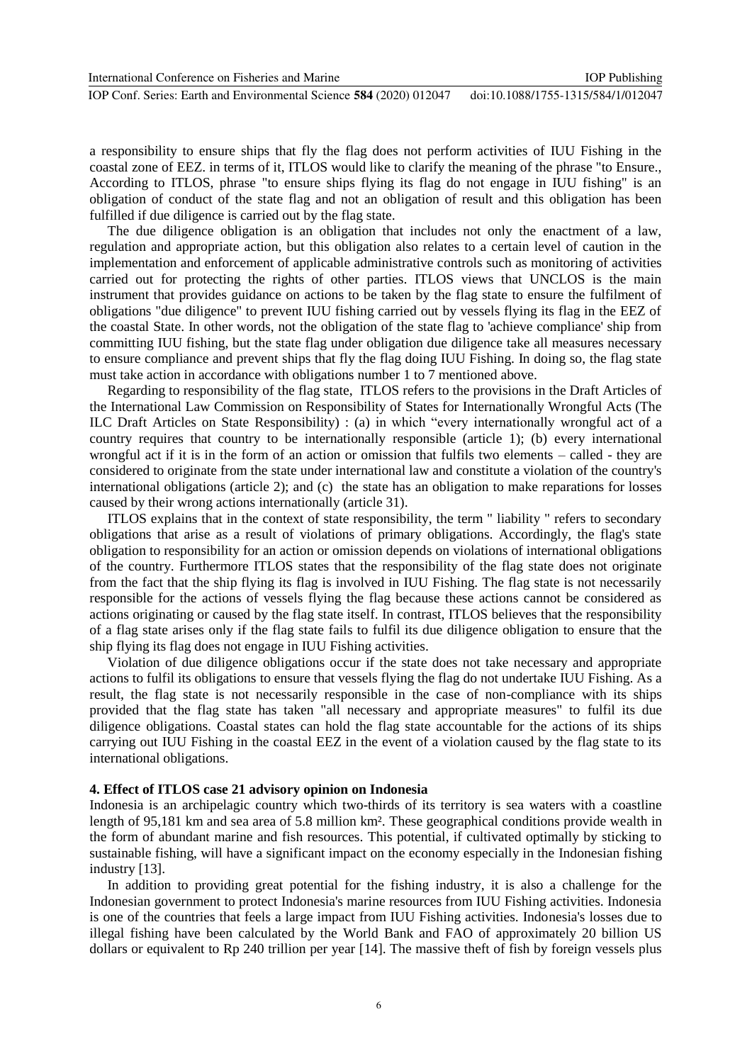a responsibility to ensure ships that fly the flag does not perform activities of IUU Fishing in the coastal zone of EEZ. in terms of it, ITLOS would like to clarify the meaning of the phrase "to Ensure., According to ITLOS, phrase "to ensure ships flying its flag do not engage in IUU fishing" is an obligation of conduct of the state flag and not an obligation of result and this obligation has been fulfilled if due diligence is carried out by the flag state.

The due diligence obligation is an obligation that includes not only the enactment of a law, regulation and appropriate action, but this obligation also relates to a certain level of caution in the implementation and enforcement of applicable administrative controls such as monitoring of activities carried out for protecting the rights of other parties. ITLOS views that UNCLOS is the main instrument that provides guidance on actions to be taken by the flag state to ensure the fulfilment of obligations "due diligence" to prevent IUU fishing carried out by vessels flying its flag in the EEZ of the coastal State. In other words, not the obligation of the state flag to 'achieve compliance' ship from committing IUU fishing, but the state flag under obligation due diligence take all measures necessary to ensure compliance and prevent ships that fly the flag doing IUU Fishing. In doing so, the flag state must take action in accordance with obligations number 1 to 7 mentioned above.

Regarding to responsibility of the flag state, ITLOS refers to the provisions in the Draft Articles of the International Law Commission on Responsibility of States for Internationally Wrongful Acts (The ILC Draft Articles on State Responsibility) : (a) in which "every internationally wrongful act of a country requires that country to be internationally responsible (article 1); (b) every international wrongful act if it is in the form of an action or omission that fulfils two elements – called - they are considered to originate from the state under international law and constitute a violation of the country's international obligations (article 2); and (c) the state has an obligation to make reparations for losses caused by their wrong actions internationally (article 31).

ITLOS explains that in the context of state responsibility, the term " liability " refers to secondary obligations that arise as a result of violations of primary obligations. Accordingly, the flag's state obligation to responsibility for an action or omission depends on violations of international obligations of the country. Furthermore ITLOS states that the responsibility of the flag state does not originate from the fact that the ship flying its flag is involved in IUU Fishing. The flag state is not necessarily responsible for the actions of vessels flying the flag because these actions cannot be considered as actions originating or caused by the flag state itself. In contrast, ITLOS believes that the responsibility of a flag state arises only if the flag state fails to fulfil its due diligence obligation to ensure that the ship flying its flag does not engage in IUU Fishing activities.

Violation of due diligence obligations occur if the state does not take necessary and appropriate actions to fulfil its obligations to ensure that vessels flying the flag do not undertake IUU Fishing. As a result, the flag state is not necessarily responsible in the case of non-compliance with its ships provided that the flag state has taken "all necessary and appropriate measures" to fulfil its due diligence obligations. Coastal states can hold the flag state accountable for the actions of its ships carrying out IUU Fishing in the coastal EEZ in the event of a violation caused by the flag state to its international obligations.

## 4. Effect of ITLOS case 21 advisory opinion on Indonesia

Indonesia is an archipelagic country which two-thirds of its territory is sea waters with a coastline length of 95,181 km and sea area of 5.8 million km². These geographical conditions provide wealth in the form of abundant marine and fish resources. This potential, if cultivated optimally by sticking to sustainable fishing, will have a significant impact on the economy especially in the Indonesian fishing industry [13].

In addition to providing great potential for the fishing industry, it is also a challenge for the Indonesian government to protect Indonesia's marine resources from IUU Fishing activities. Indonesia is one of the countries that feels a large impact from IUU Fishing activities. Indonesia's losses due to illegal fishing have been calculated by the World Bank and FAO of approximately 20 billion US dollars or equivalent to Rp 240 trillion per year [14]. The massive theft of fish by foreign vessels plus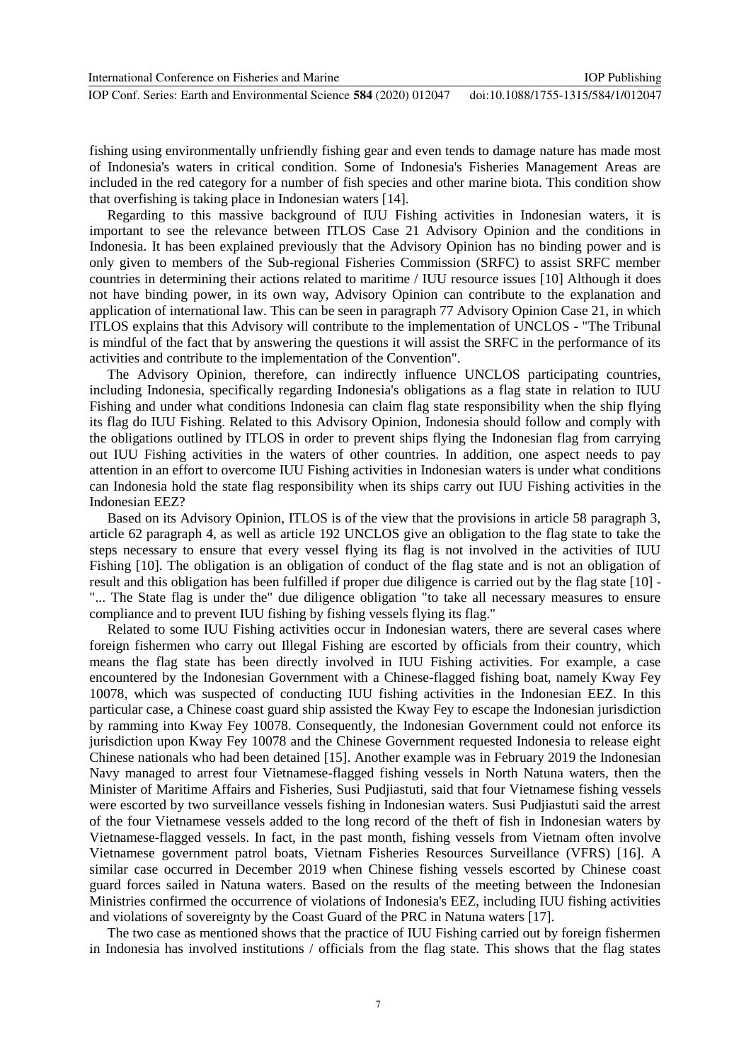fishing using environmentally unfriendly fishing gear and even tends to damage nature has made most of Indonesia's waters in critical condition. Some of Indonesia's Fisheries Management Areas are included in the red category for a number of fish species and other marine biota. This condition show that overfishing is taking place in Indonesian waters [14].

Regarding to this massive background of IUU Fishing activities in Indonesian waters, it is important to see the relevance between ITLOS Case 21 Advisory Opinion and the conditions in Indonesia. It has been explained previously that the Advisory Opinion has no binding power and is only given to members of the Sub-regional Fisheries Commission (SRFC) to assist SRFC member countries in determining their actions related to maritime / IUU resource issues [10] Although it does not have binding power, in its own way, Advisory Opinion can contribute to the explanation and application of international law. This can be seen in paragraph 77 Advisory Opinion Case 21, in which ITLOS explains that this Advisory will contribute to the implementation of UNCLOS - "The Tribunal is mindful of the fact that by answering the questions it will assist the SRFC in the performance of its activities and contribute to the implementation of the Convention".

The Advisory Opinion, therefore, can indirectly influence UNCLOS participating countries, including Indonesia, specifically regarding Indonesia's obligations as a flag state in relation to IUU Fishing and under what conditions Indonesia can claim flag state responsibility when the ship flying its flag do IUU Fishing. Related to this Advisory Opinion, Indonesia should follow and comply with the obligations outlined by ITLOS in order to prevent ships flying the Indonesian flag from carrying out IUU Fishing activities in the waters of other countries. In addition, one aspect needs to pay attention in an effort to overcome IUU Fishing activities in Indonesian waters is under what conditions can Indonesia hold the state flag responsibility when its ships carry out IUU Fishing activities in the Indonesian EEZ?

Based on its Advisory Opinion, ITLOS is of the view that the provisions in article 58 paragraph 3, article 62 paragraph 4, as well as article 192 UNCLOS give an obligation to the flag state to take the steps necessary to ensure that every vessel flying its flag is not involved in the activities of IUU Fishing [10]. The obligation is an obligation of conduct of the flag state and is not an obligation of result and this obligation has been fulfilled if proper due diligence is carried out by the flag state [10] - "... The State flag is under the" due diligence obligation "to take all necessary measures to ensure compliance and to prevent IUU fishing by fishing vessels flying its flag."

Related to some IUU Fishing activities occur in Indonesian waters, there are several cases where foreign fishermen who carry out Illegal Fishing are escorted by officials from their country, which means the flag state has been directly involved in IUU Fishing activities. For example, a case encountered by the Indonesian Government with a Chinese-flagged fishing boat, namely Kway Fey 10078, which was suspected of conducting IUU fishing activities in the Indonesian EEZ. In this particular case, a Chinese coast guard ship assisted the Kway Fey to escape the Indonesian jurisdiction by ramming into Kway Fey 10078. Consequently, the Indonesian Government could not enforce its jurisdiction upon Kway Fey 10078 and the Chinese Government requested Indonesia to release eight Chinese nationals who had been detained [15]. Another example was in February 2019 the Indonesian Navy managed to arrest four Vietnamese-flagged fishing vessels in North Natuna waters, then the Minister of Maritime Affairs and Fisheries, Susi Pudjiastuti, said that four Vietnamese fishing vessels were escorted by two surveillance vessels fishing in Indonesian waters. Susi Pudjiastuti said the arrest of the four Vietnamese vessels added to the long record of the theft of fish in Indonesian waters by Vietnamese-flagged vessels. In fact, in the past month, fishing vessels from Vietnam often involve Vietnamese government patrol boats, Vietnam Fisheries Resources Surveillance (VFRS) [16]. A similar case occurred in December 2019 when Chinese fishing vessels escorted by Chinese coast guard forces sailed in Natuna waters. Based on the results of the meeting between the Indonesian Ministries confirmed the occurrence of violations of Indonesia's EEZ, including IUU fishing activities and violations of sovereignty by the Coast Guard of the PRC in Natuna waters [17].

The two case as mentioned shows that the practice of IUU Fishing carried out by foreign fishermen in Indonesia has involved institutions / officials from the flag state. This shows that the flag states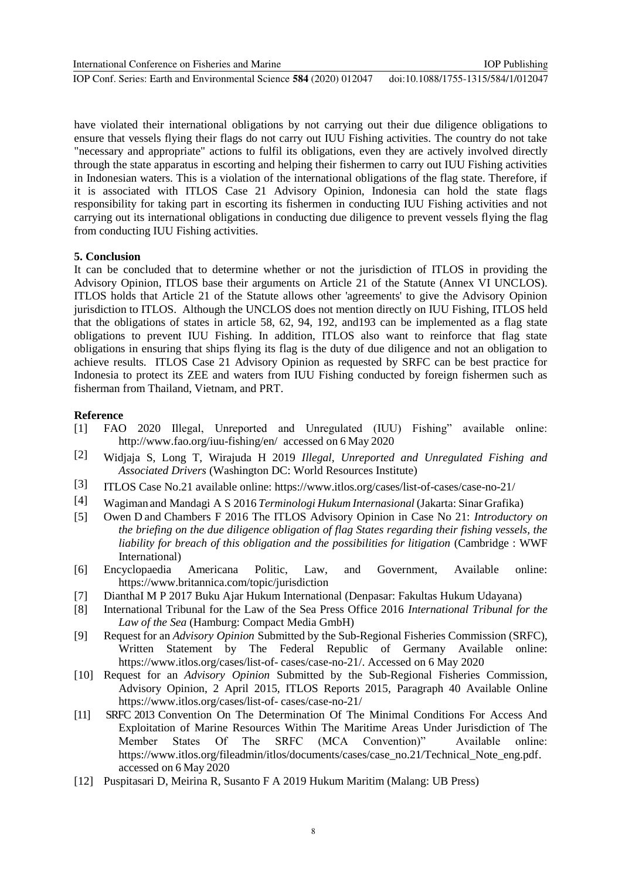have violated their international obligations by not carrying out their due diligence obligations to ensure that vessels flying their flags do not carry out IUU Fishing activities. The country do not take "necessary and appropriate" actions to fulfil its obligations, even they are actively involved directly through the state apparatus in escorting and helping their fishermen to carry out IUU Fishing activities in Indonesian waters. This is a violation of the international obligations of the flag state. Therefore, if it is associated with ITLOS Case 21 Advisory Opinion, Indonesia can hold the state flags responsibility for taking part in escorting its fishermen in conducting IUU Fishing activities and not carrying out its international obligations in conducting due diligence to prevent vessels flying the flag from conducting IUU Fishing activities.

## 5. Conclusion

It can be concluded that to determine whether or not the jurisdiction of ITLOS in providing the Advisory Opinion, ITLOS base their arguments on Article 21 of the Statute (Annex VI UNCLOS). ITLOS holds that Article 21 of the Statute allows other 'agreements' to give the Advisory Opinion jurisdiction to ITLOS. Although the UNCLOS does not mention directly on IUU Fishing, ITLOS held that the obligations of states in article 58, 62, 94, 192, and193 can be implemented as a flag state obligations to prevent IUU Fishing. In addition, ITLOS also want to reinforce that flag state obligations in ensuring that ships flying its flag is the duty of due diligence and not an obligation to achieve results. ITLOS Case 21 Advisory Opinion as requested by SRFC can be best practice for Indonesia to protect its ZEE and waters from IUU Fishing conducted by foreign fishermen such as fisherman from Thailand, Vietnam, and PRT.

## Reference

[1] FAO 2020 Illegal, Unreported and Unregulated (IUU) Fishing" available online: http://www.fao.org/iuu-fishing/en/ accessed on 6 May 2020

[2] Widjaja S, Long T, Wirajuda H 2019 *Illegal, Unreported and Unregulated Fishing and Associated Drivers* (Washington DC: World Resources Institute)

[3] ITLOS Case No.21 available online: https://www.itlos.org/cases/list-of-cases/case-no-21/

[4] Wagiman and Mandagi A S 2016 *Terminologi Hukum Internasional* (Jakarta: Sinar Grafika)

[5] Owen D and Chambers F 2016 The ITLOS Advisory Opinion in Case No 21: *Introductory on the briefing on the due diligence obligation of flag States regarding their fishing vessels, the liability for breach of this obligation and the possibilities for litigation* (Cambridge : WWF International)

[6] Encyclopaedia Americana Politic, Law, and Government, Available online: https://www.britannica.com/topic/jurisdiction

[7] DianthaI M P 2017 Buku Ajar Hukum International (Denpasar: Fakultas Hukum Udayana)

[8] International Tribunal for the Law of the Sea Press Office 2016 *International Tribunal for the Law of the Sea* (Hamburg: Compact Media GmbH)

[9] Request for an *Advisory Opinion* Submitted by the Sub-Regional Fisheries Commission (SRFC), Written Statement by The Federal Republic of Germany Available online: https://www.itlos.org/cases/list-of- cases/case-no-21/. Accessed on 6 May 2020

[10] Request for an *Advisory Opinion* Submitted by the Sub-Regional Fisheries Commission, Advisory Opinion, 2 April 2015, ITLOS Reports 2015, Paragraph 40 Available Online https://www.itlos.org/cases/list-of- cases/case-no-21/

[11] SRFC 2013 Convention On The Determination Of The Minimal Conditions For Access And Exploitation of Marine Resources Within The Maritime Areas Under Jurisdiction of The Member States Of The SRFC (MCA Convention)" Available online: https://www.itlos.org/fileadmin/itlos/documents/cases/case_no.21/Technical_Note_eng.pdf. accessed on 6 May 2020

[12] Puspitasari D, Meirina R, Susanto F A 2019 Hukum Maritim (Malang: UB Press)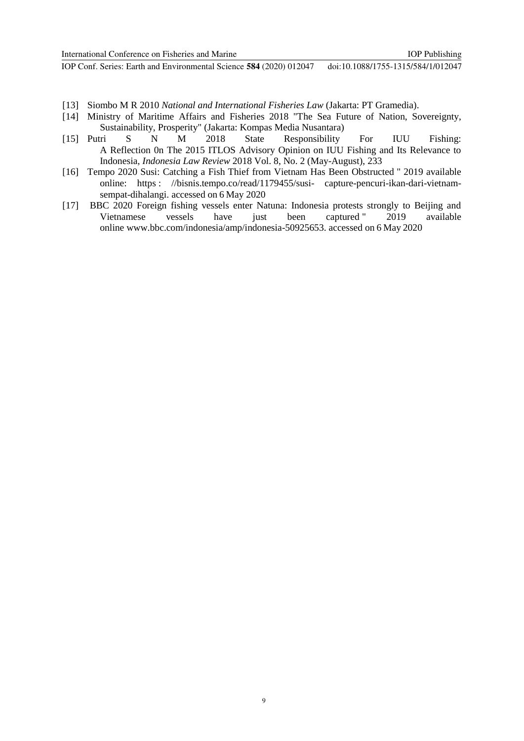[13] Siombo M R 2010 *National and International Fisheries Law* (Jakarta: PT Gramedia).

[14] Ministry of Maritime Affairs and Fisheries 2018 "The Sea Future of Nation, Sovereignty, Sustainability, Prosperity" (Jakarta: Kompas Media Nusantara)

[15] Putri S N M 2018 State Responsibility For IUU Fishing: A Reflection 0n The 2015 ITLOS Advisory Opinion on IUU Fishing and Its Relevance to Indonesia, *Indonesia Law Review* 2018 Vol. 8, No. 2 (May-August), 233

[16] Tempo 2020 Susi: Catching a Fish Thief from Vietnam Has Been Obstructed " 2019 available online: https : //bisnis.tempo.co/read/1179455/susi- capture-pencuri-ikan-dari-vietnam-sempat-dihalangi. accessed on 6 May 2020

[17] BBC 2020 Foreign fishing vessels enter Natuna: Indonesia protests strongly to Beijing and Vietnamese vessels have just been captured " 2019 available online www.bbc.com/indonesia/amp/indonesia-50925653. accessed on 6 May 2020